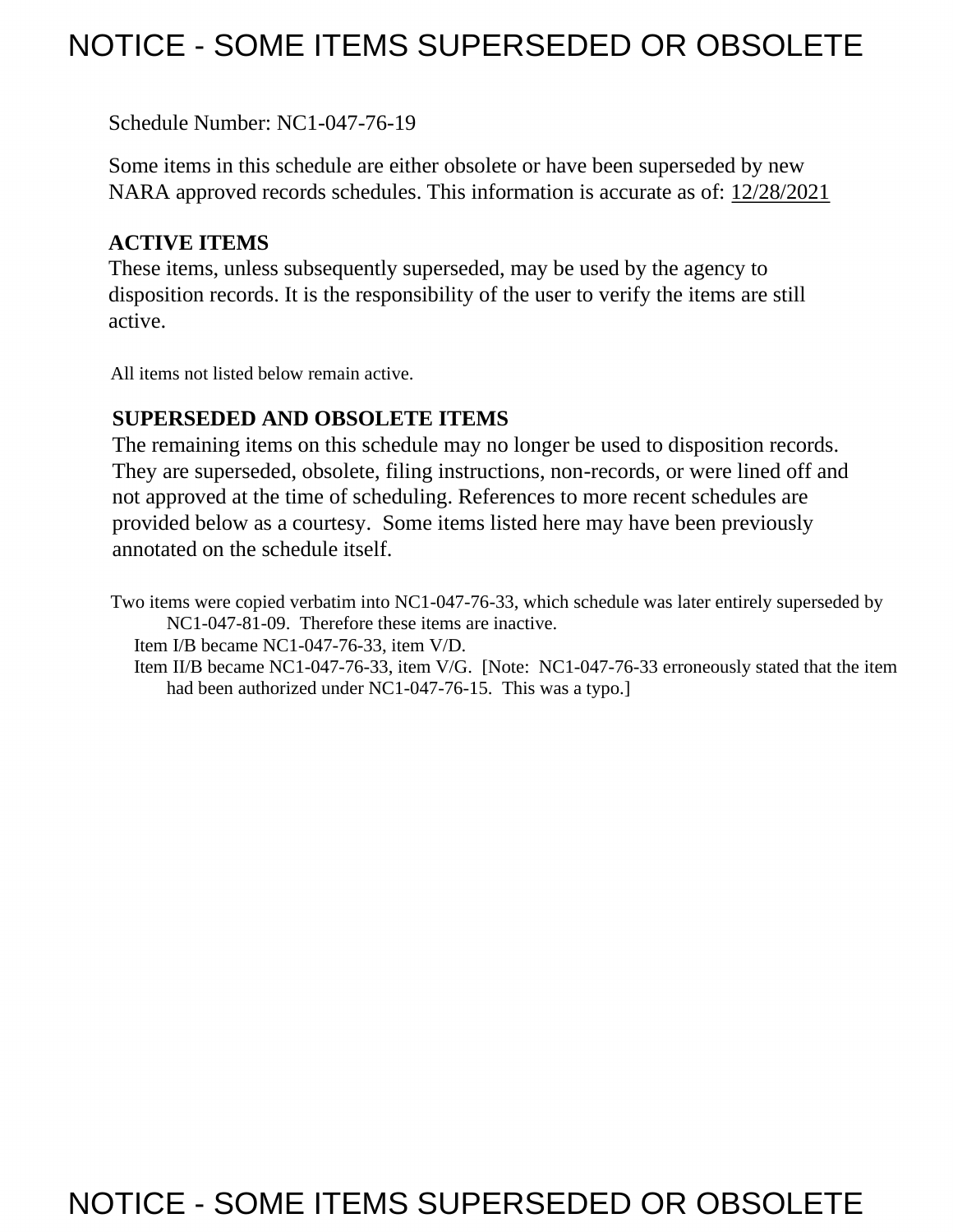# NOTICE - SOME ITEMS SUPERSEDED OR OBSOLETE

Schedule Number: NC1-047-76-19

Some items in this schedule are either obsolete or have been superseded by new NARA approved records schedules. This information is accurate as of: 12/28/2021

**ACTIVE ITEMS**
These items, unless subsequently superseded, may be used by the agency to disposition records. It is the responsibility of the user to verify the items are still active.

All items not listed below remain active.

**SUPERSEDED AND OBSOLETE ITEMS**
The remaining items on this schedule may no longer be used to disposition records. They are superseded, obsolete, filing instructions, non-records, or were lined off and not approved at the time of scheduling. References to more recent schedules are provided below as a courtesy. Some items listed here may have been previously annotated on the schedule itself.

Two items were copied verbatim into NC1-047-76-33, which schedule was later entirely superseded by NC1-047-81-09. Therefore these items are inactive.

- Item I/B became NC1-047-76-33, item V/D.
- Item II/B became NC1-047-76-33, item V/G. [Note: NC1-047-76-33 erroneously stated that the item had been authorized under NC1-047-76-15. This was a typo.]

# NOTICE - SOME ITEMS SUPERSEDED OR OBSOLETE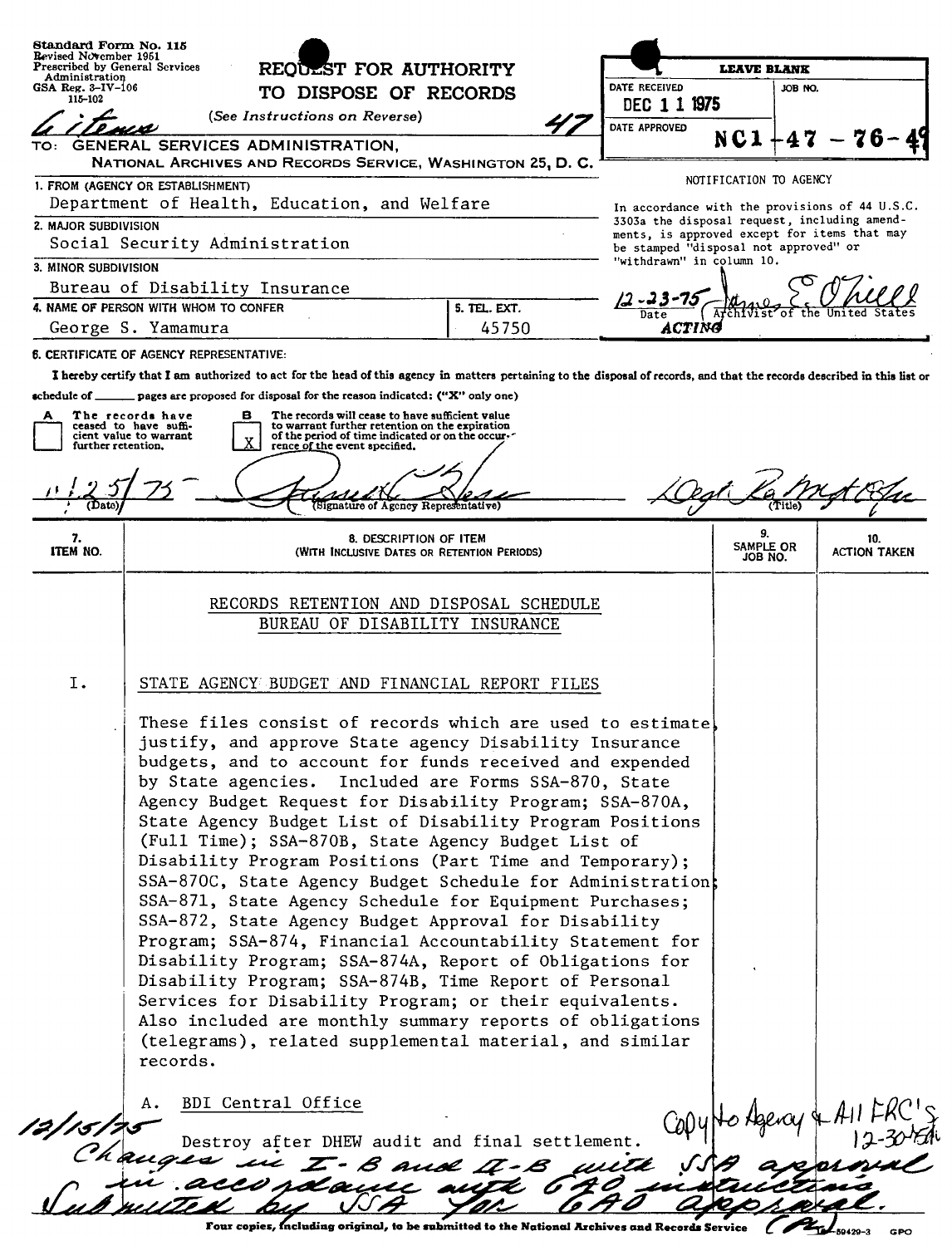Standard Form No. 115
Revised November 1951
Prescribed by General Services Administration
GSA Reg. 3-IV-106
115-102

# REQUEST FOR AUTHORITY TO DISPOSE OF RECORDS

(See Instructions on Reverse)

6 items 47

TO: GENERAL SERVICES ADMINISTRATION,
NATIONAL ARCHIVES AND RECORDS SERVICE, WASHINGTON 25, D. C.

| LEAVE BLANK | |
|---|---|
| DATE RECEIVED: DEC 1 1 1975 | JOB NO. |
| DATE APPROVED | NC1-47-76-4 |

NOTIFICATION TO AGENCY

In accordance with the provisions of 44 U.S.C. 3303a the disposal request, including amendments, is approved except for items that may be stamped "disposal not approved" or "withdrawn" in column 10.

12-23-75 — James E. O'Neill, ACTING Archivist of the United States

1. FROM (AGENCY OR ESTABLISHMENT): Department of Health, Education, and Welfare
2. MAJOR SUBDIVISION: Social Security Administration
3. MINOR SUBDIVISION: Bureau of Disability Insurance
4. NAME OF PERSON WITH WHOM TO CONFER: George S. Yamamura
5. TEL. EXT.: 45750

6. CERTIFICATE OF AGENCY REPRESENTATIVE:

I hereby certify that I am authorized to act for the head of this agency in matters pertaining to the disposal of records, and that the records described in this list or schedule of ______ pages are proposed for disposal for the reason indicated: ("X" only one)

- [ ] A The records have ceased to have sufficient value to warrant further retention.
- [X] B The records will cease to have sufficient value to warrant further retention on the expiration of the period of time indicated or on the occurrence of the event specified.

11/25/75 — (Signature of Agency Representative) — (Title) Dept Rec Mgt Ofc

| 7. ITEM NO. | 8. DESCRIPTION OF ITEM (WITH INCLUSIVE DATES OR RETENTION PERIODS) | 9. SAMPLE OR JOB NO. | 10. ACTION TAKEN |
|---|---|---|---|

RECORDS RETENTION AND DISPOSAL SCHEDULE
BUREAU OF DISABILITY INSURANCE

I. STATE AGENCY BUDGET AND FINANCIAL REPORT FILES

These files consist of records which are used to estimate, justify, and approve State agency Disability Insurance budgets, and to account for funds received and expended by State agencies. Included are Forms SSA-870, State Agency Budget Request for Disability Program; SSA-870A, State Agency Budget List of Disability Program Positions (Full Time); SSA-870B, State Agency Budget List of Disability Program Positions (Part Time and Temporary); SSA-870C, State Agency Budget Schedule for Administration; SSA-871, State Agency Schedule for Equipment Purchases; SSA-872, State Agency Budget Approval for Disability Program; SSA-874, Financial Accountability Statement for Disability Program; SSA-874A, Report of Obligations for Disability Program; SSA-874B, Time Report of Personal Services for Disability Program; or their equivalents. Also included are monthly summary reports of obligations (telegrams), related supplemental material, and similar records.

A. BDI Central Office

Destroy after DHEW audit and final settlement.

Copy to Agency & All FRC's 12-30-75

12/15/75 Changes in I-B and II-B with SSA approval in accordance with GAO instructions. Submitted by SSA for GAO approval. (R)

Four copies, including original, to be submitted to the National Archives and Records Service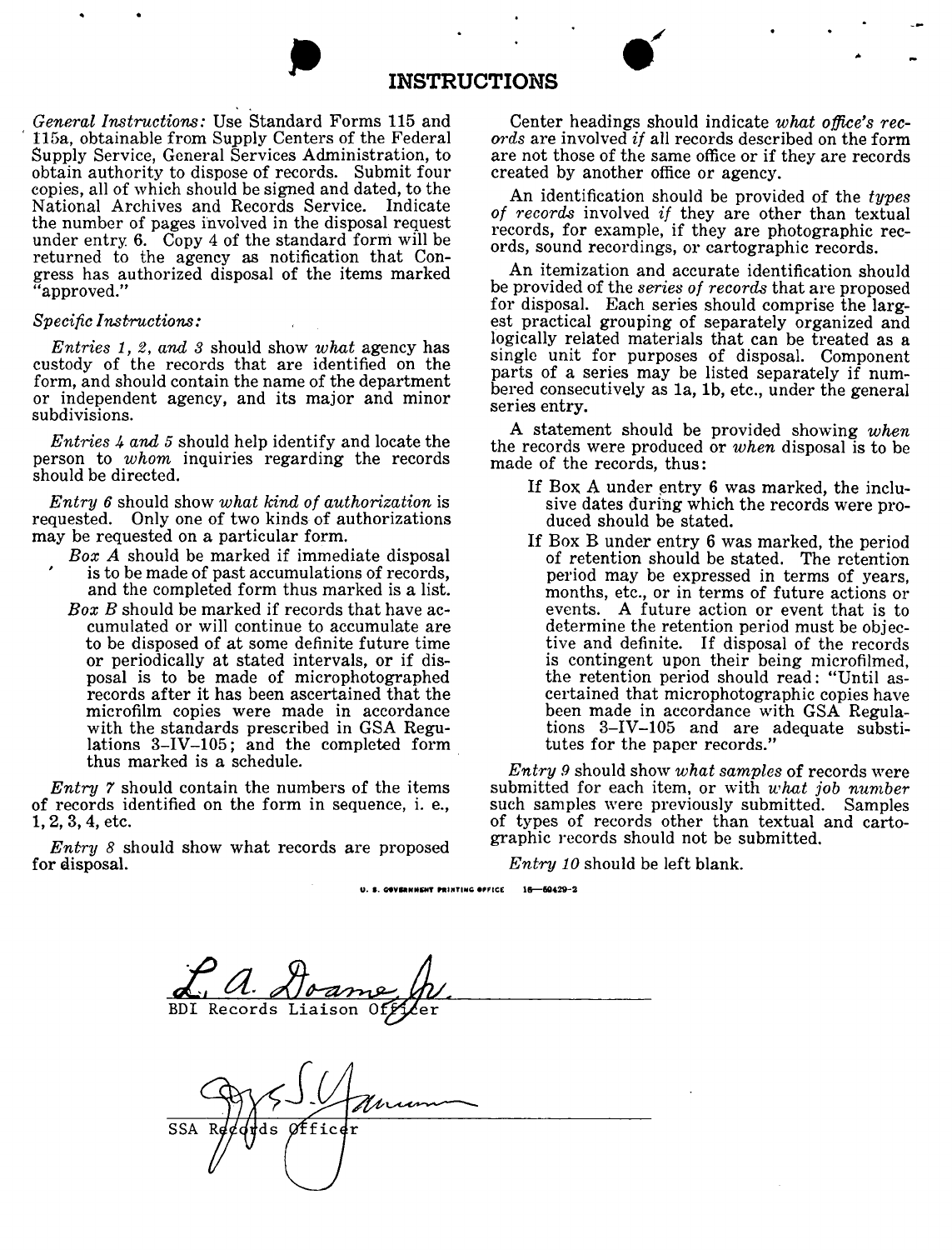# INSTRUCTIONS

*General Instructions:* Use Standard Forms 115 and 115a, obtainable from Supply Centers of the Federal Supply Service, General Services Administration, to obtain authority to dispose of records. Submit four copies, all of which should be signed and dated, to the National Archives and Records Service. Indicate the number of pages involved in the disposal request under entry 6. Copy 4 of the standard form will be returned to the agency as notification that Congress has authorized disposal of the items marked "approved."

*Specific Instructions:*

*Entries 1, 2, and 3* should show *what* agency has custody of the records that are identified on the form, and should contain the name of the department or independent agency, and its major and minor subdivisions.

*Entries 4 and 5* should help identify and locate the person to *whom* inquiries regarding the records should be directed.

*Entry 6* should show *what kind of authorization* is requested. Only one of two kinds of authorizations may be requested on a particular form.

*Box A* should be marked if immediate disposal is to be made of past accumulations of records, and the completed form thus marked is a list.

*Box B* should be marked if records that have accumulated or will continue to accumulate are to be disposed of at some definite future time or periodically at stated intervals, or if disposal is to be made of microphotographed records after it has been ascertained that the microfilm copies were made in accordance with the standards prescribed in GSA Regulations 3-IV-105; and the completed form thus marked is a schedule.

*Entry 7* should contain the numbers of the items of records identified on the form in sequence, i. e., 1, 2, 3, 4, etc.

*Entry 8* should show what records are proposed for disposal.

Center headings should indicate *what office's records* are involved *if* all records described on the form are not those of the same office or if they are records created by another office or agency.

An identification should be provided of the *types of records* involved *if* they are other than textual records, for example, if they are photographic records, sound recordings, or cartographic records.

An itemization and accurate identification should be provided of the *series of records* that are proposed for disposal. Each series should comprise the largest practical grouping of separately organized and logically related materials that can be treated as a single unit for purposes of disposal. Component parts of a series may be listed separately if numbered consecutively as 1a, 1b, etc., under the general series entry.

A statement should be provided showing *when* the records were produced or *when* disposal is to be made of the records, thus:

If Box A under entry 6 was marked, the inclusive dates during which the records were produced should be stated.

If Box B under entry 6 was marked, the period of retention should be stated. The retention period may be expressed in terms of years, months, etc., or in terms of future actions or events. A future action or event that is to determine the retention period must be objective and definite. If disposal of the records is contingent upon their being microfilmed, the retention period should read: "Until ascertained that microphotographic copies have been made in accordance with GSA Regulations 3-IV-105 and are adequate substitutes for the paper records."

*Entry 9* should show *what samples* of records were submitted for each item, or with *what job number* such samples were previously submitted. Samples of types of records other than textual and cartographic records should not be submitted.

*Entry 10* should be left blank.

U. S. GOVERNMENT PRINTING OFFICE 16—60429-2

L. A. Doane Jr.

BDI Records Liaison Officer

SSA Records Officer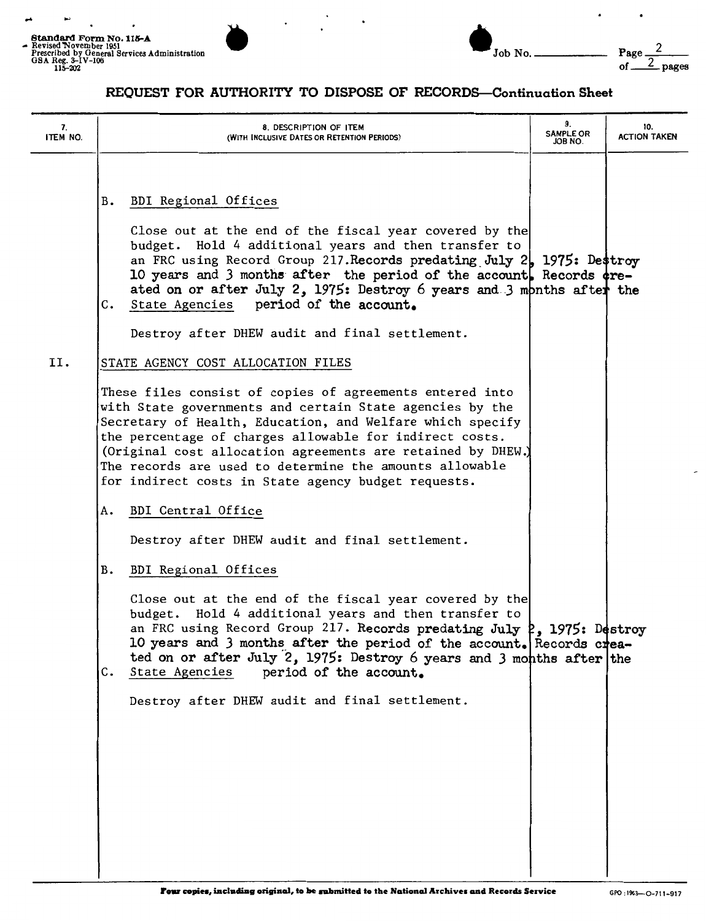**Standard Form No. 115-A**
Revised November 1951
Prescribed by General Services Administration
GSA Reg. 3-IV-106
115-202

Job No. ______ Page 2 of 2 pages

# REQUEST FOR AUTHORITY TO DISPOSE OF RECORDS—Continuation Sheet

| 7. ITEM NO. | 8. DESCRIPTION OF ITEM (WITH INCLUSIVE DATES OR RETENTION PERIODS) | 9. SAMPLE OR JOB NO. | 10. ACTION TAKEN |
|---|---|---|---|
| | B. BDI Regional Offices<br><br>Close out at the end of the fiscal year covered by the budget. Hold 4 additional years and then transfer to an FRC using Record Group 217. Records predating July 2, 1975: Destroy 10 years and 3 months after the period of the account. Records created on or after July 2, 1975: Destroy 6 years and 3 months after the period of the account.<br><br>C. State Agencies<br><br>Destroy after DHEW audit and final settlement. | | |
| II. | STATE AGENCY COST ALLOCATION FILES<br><br>These files consist of copies of agreements entered into with State governments and certain State agencies by the Secretary of Health, Education, and Welfare which specify the percentage of charges allowable for indirect costs. (Original cost allocation agreements are retained by DHEW.) The records are used to determine the amounts allowable for indirect costs in State agency budget requests.<br><br>A. BDI Central Office<br><br>Destroy after DHEW audit and final settlement.<br><br>B. BDI Regional Offices<br><br>Close out at the end of the fiscal year covered by the budget. Hold 4 additional years and then transfer to an FRC using Record Group 217. Records predating July 2, 1975: Destroy 10 years and 3 months after the period of the account. Records created on or after July 2, 1975: Destroy 6 years and 3 months after the period of the account.<br><br>C. State Agencies<br><br>Destroy after DHEW audit and final settlement. | | |

**Four copies, including original, to be submitted to the National Archives and Records Service**

GPO : 1963—O-711-917